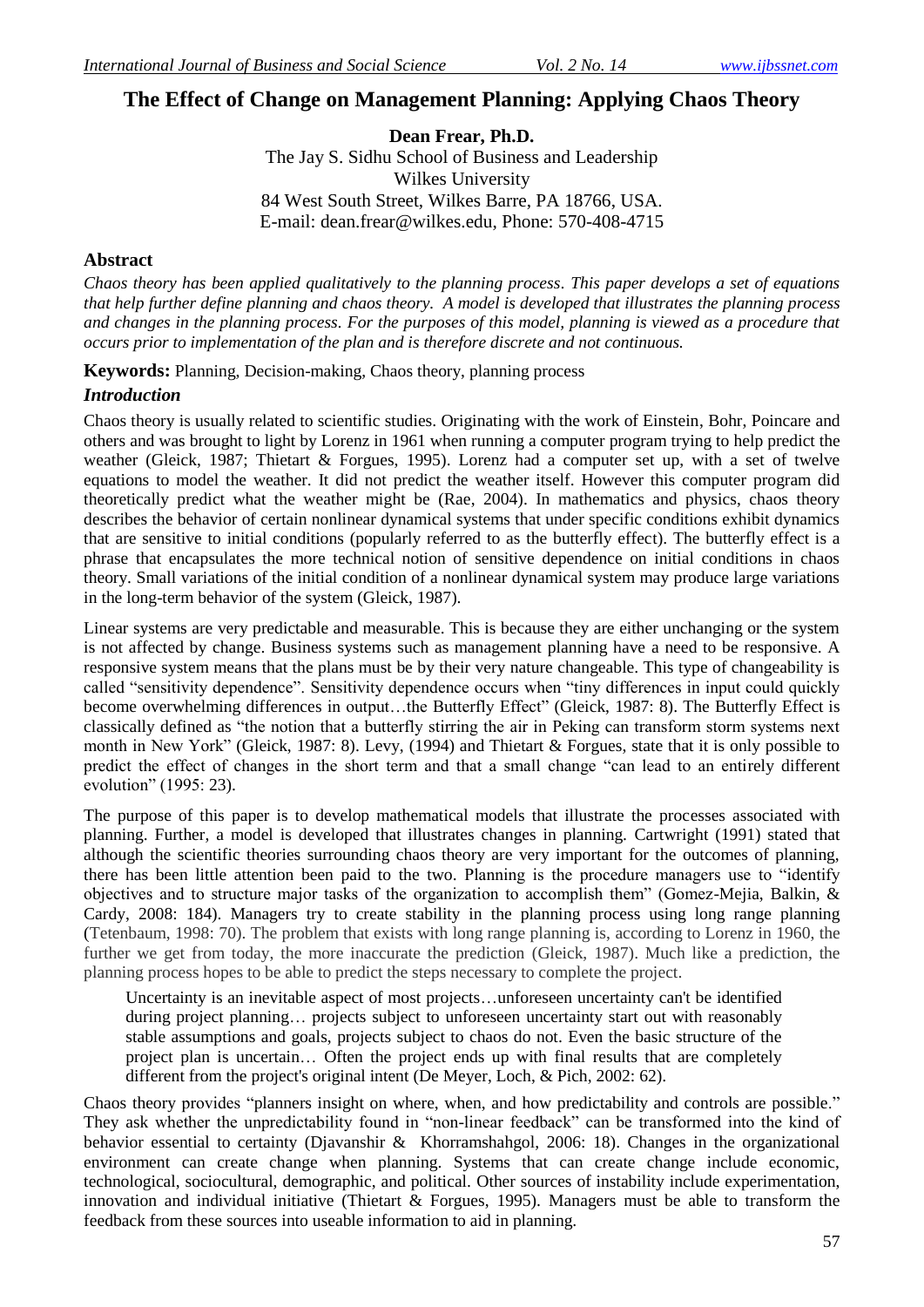# The Effect of Change on Management Planning: Applying Chaos Theory

**Dean Frear, Ph.D.**

The Jay S. Sidhu School of Business and Leadership
Wilkes University
84 West South Street, Wilkes Barre, PA 18766, USA.
E-mail: dean.frear@wilkes.edu, Phone: 570-408-4715

## Abstract

*Chaos theory has been applied qualitatively to the planning process. This paper develops a set of equations that help further define planning and chaos theory. A model is developed that illustrates the planning process and changes in the planning process. For the purposes of this model, planning is viewed as a procedure that occurs prior to implementation of the plan and is therefore discrete and not continuous.*

**Keywords:** Planning, Decision-making, Chaos theory, planning process

## *Introduction*

Chaos theory is usually related to scientific studies. Originating with the work of Einstein, Bohr, Poincare and others and was brought to light by Lorenz in 1961 when running a computer program trying to help predict the weather (Gleick, 1987; Thietart & Forgues, 1995). Lorenz had a computer set up, with a set of twelve equations to model the weather. It did not predict the weather itself. However this computer program did theoretically predict what the weather might be (Rae, 2004). In mathematics and physics, chaos theory describes the behavior of certain nonlinear dynamical systems that under specific conditions exhibit dynamics that are sensitive to initial conditions (popularly referred to as the butterfly effect). The butterfly effect is a phrase that encapsulates the more technical notion of sensitive dependence on initial conditions in chaos theory. Small variations of the initial condition of a nonlinear dynamical system may produce large variations in the long-term behavior of the system (Gleick, 1987).

Linear systems are very predictable and measurable. This is because they are either unchanging or the system is not affected by change. Business systems such as management planning have a need to be responsive. A responsive system means that the plans must be by their very nature changeable. This type of changeability is called "sensitivity dependence". Sensitivity dependence occurs when "tiny differences in input could quickly become overwhelming differences in output…the Butterfly Effect" (Gleick, 1987: 8). The Butterfly Effect is classically defined as "the notion that a butterfly stirring the air in Peking can transform storm systems next month in New York" (Gleick, 1987: 8). Levy, (1994) and Thietart & Forgues, state that it is only possible to predict the effect of changes in the short term and that a small change "can lead to an entirely different evolution" (1995: 23).

The purpose of this paper is to develop mathematical models that illustrate the processes associated with planning. Further, a model is developed that illustrates changes in planning. Cartwright (1991) stated that although the scientific theories surrounding chaos theory are very important for the outcomes of planning, there has been little attention been paid to the two. Planning is the procedure managers use to "identify objectives and to structure major tasks of the organization to accomplish them" (Gomez-Mejia, Balkin, & Cardy, 2008: 184). Managers try to create stability in the planning process using long range planning (Tetenbaum, 1998: 70). The problem that exists with long range planning is, according to Lorenz in 1960, the further we get from today, the more inaccurate the prediction (Gleick, 1987). Much like a prediction, the planning process hopes to be able to predict the steps necessary to complete the project.

> Uncertainty is an inevitable aspect of most projects…unforeseen uncertainty can't be identified during project planning… projects subject to unforeseen uncertainty start out with reasonably stable assumptions and goals, projects subject to chaos do not. Even the basic structure of the project plan is uncertain… Often the project ends up with final results that are completely different from the project's original intent (De Meyer, Loch, & Pich, 2002: 62).

Chaos theory provides "planners insight on where, when, and how predictability and controls are possible." They ask whether the unpredictability found in "non-linear feedback" can be transformed into the kind of behavior essential to certainty (Djavanshir & Khorramshahgol, 2006: 18). Changes in the organizational environment can create change when planning. Systems that can create change include economic, technological, sociocultural, demographic, and political. Other sources of instability include experimentation, innovation and individual initiative (Thietart & Forgues, 1995). Managers must be able to transform the feedback from these sources into useable information to aid in planning.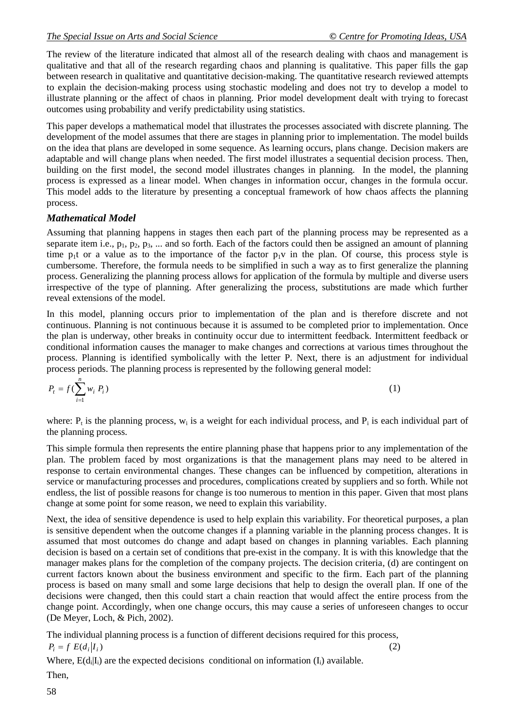The review of the literature indicated that almost all of the research dealing with chaos and management is qualitative and that all of the research regarding chaos and planning is qualitative. This paper fills the gap between research in qualitative and quantitative decision-making. The quantitative research reviewed attempts to explain the decision-making process using stochastic modeling and does not try to develop a model to illustrate planning or the affect of chaos in planning. Prior model development dealt with trying to forecast outcomes using probability and verify predictability using statistics.

This paper develops a mathematical model that illustrates the processes associated with discrete planning. The development of the model assumes that there are stages in planning prior to implementation. The model builds on the idea that plans are developed in some sequence. As learning occurs, plans change. Decision makers are adaptable and will change plans when needed. The first model illustrates a sequential decision process. Then, building on the first model, the second model illustrates changes in planning. In the model, the planning process is expressed as a linear model. When changes in information occur, changes in the formula occur. This model adds to the literature by presenting a conceptual framework of how chaos affects the planning process.

### *Mathematical Model*

Assuming that planning happens in stages then each part of the planning process may be represented as a separate item i.e., $p_1$, $p_2$, $p_3$, ... and so forth. Each of the factors could then be assigned an amount of planning time $p_1t$ or a value as to the importance of the factor $p_1v$ in the plan. Of course, this process style is cumbersome. Therefore, the formula needs to be simplified in such a way as to first generalize the planning process. Generalizing the planning process allows for application of the formula by multiple and diverse users irrespective of the type of planning. After generalizing the process, substitutions are made which further reveal extensions of the model.

In this model, planning occurs prior to implementation of the plan and is therefore discrete and not continuous. Planning is not continuous because it is assumed to be completed prior to implementation. Once the plan is underway, other breaks in continuity occur due to intermittent feedback. Intermittent feedback or conditional information causes the manager to make changes and corrections at various times throughout the process. Planning is identified symbolically with the letter P. Next, there is an adjustment for individual process periods. The planning process is represented by the following general model:

$$P_t = f(\sum_{i=1}^{n} w_i \, P_i) \tag{1}$$

where: $P_t$ is the planning process, $w_i$ is a weight for each individual process, and $P_i$ is each individual part of the planning process.

This simple formula then represents the entire planning phase that happens prior to any implementation of the plan. The problem faced by most organizations is that the management plans may need to be altered in response to certain environmental changes. These changes can be influenced by competition, alterations in service or manufacturing processes and procedures, complications created by suppliers and so forth. While not endless, the list of possible reasons for change is too numerous to mention in this paper. Given that most plans change at some point for some reason, we need to explain this variability.

Next, the idea of sensitive dependence is used to help explain this variability. For theoretical purposes, a plan is sensitive dependent when the outcome changes if a planning variable in the planning process changes. It is assumed that most outcomes do change and adapt based on changes in planning variables. Each planning decision is based on a certain set of conditions that pre-exist in the company. It is with this knowledge that the manager makes plans for the completion of the company projects. The decision criteria, (d) are contingent on current factors known about the business environment and specific to the firm. Each part of the planning process is based on many small and some large decisions that help to design the overall plan. If one of the decisions were changed, then this could start a chain reaction that would affect the entire process from the change point. Accordingly, when one change occurs, this may cause a series of unforeseen changes to occur (De Meyer, Loch, & Pich, 2002).

The individual planning process is a function of different decisions required for this process,

$$P_i = f \; E(d_i | I_i) \tag{2}$$

Where, $E(d_i|I_i)$ are the expected decisions conditional on information ($I_i$) available.

Then,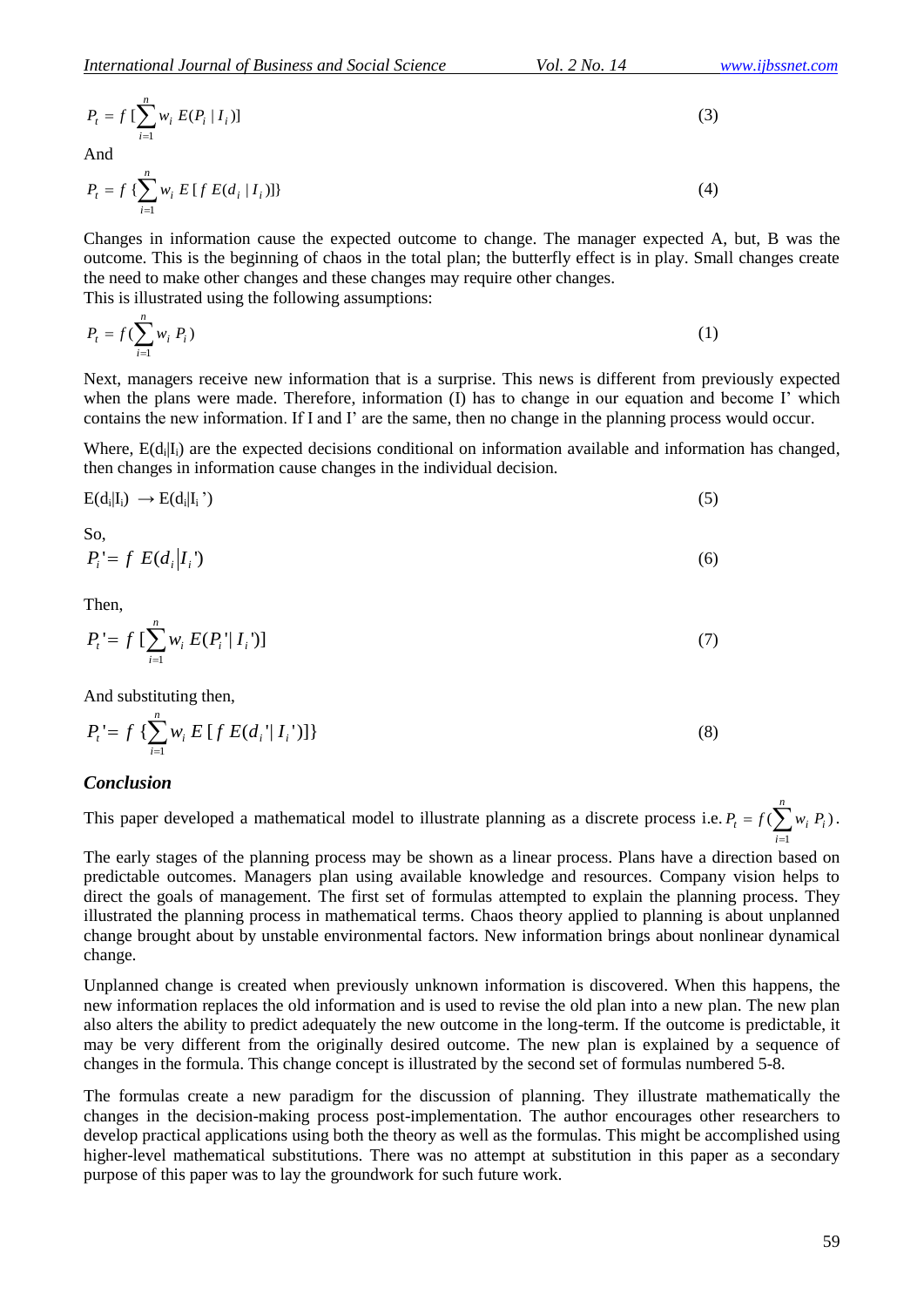$$P_t = f\,[\sum_{i=1}^{n} w_i\, E(P_i \mid I_i)] \tag{3}$$

And

$$P_t = f\,\{\sum_{i=1}^{n} w_i\, E\,[\,f\, E(d_i \mid I_i)]\} \tag{4}$$

Changes in information cause the expected outcome to change. The manager expected A, but, B was the outcome. This is the beginning of chaos in the total plan; the butterfly effect is in play. Small changes create the need to make other changes and these changes may require other changes.
This is illustrated using the following assumptions:

$$P_t = f(\sum_{i=1}^{n} w_i\, P_i) \tag{1}$$

Next, managers receive new information that is a surprise. This news is different from previously expected when the plans were made. Therefore, information (I) has to change in our equation and become I' which contains the new information. If I and I' are the same, then no change in the planning process would occur.

Where, $E(d_i|I_i)$ are the expected decisions conditional on information available and information has changed, then changes in information cause changes in the individual decision.

$$E(d_i|I_i) \rightarrow E(d_i|I_i') \tag{5}$$

So,

$$P_i' = f\ E(d_i | I_i') \tag{6}$$

Then,

$$P_t' = f\,[\sum_{i=1}^{n} w_i\, E(P_i' \mid I_i')] \tag{7}$$

And substituting then,

$$P_t' = f\,\{\sum_{i=1}^{n} w_i\, E\,[\,f\, E(d_i' \mid I_i')]\} \tag{8}$$

### *Conclusion*

This paper developed a mathematical model to illustrate planning as a discrete process i.e. $P_t = f(\sum_{i=1}^{n} w_i\, P_i)$.

The early stages of the planning process may be shown as a linear process. Plans have a direction based on predictable outcomes. Managers plan using available knowledge and resources. Company vision helps to direct the goals of management. The first set of formulas attempted to explain the planning process. They illustrated the planning process in mathematical terms. Chaos theory applied to planning is about unplanned change brought about by unstable environmental factors. New information brings about nonlinear dynamical change.

Unplanned change is created when previously unknown information is discovered. When this happens, the new information replaces the old information and is used to revise the old plan into a new plan. The new plan also alters the ability to predict adequately the new outcome in the long-term. If the outcome is predictable, it may be very different from the originally desired outcome. The new plan is explained by a sequence of changes in the formula. This change concept is illustrated by the second set of formulas numbered 5-8.

The formulas create a new paradigm for the discussion of planning. They illustrate mathematically the changes in the decision-making process post-implementation. The author encourages other researchers to develop practical applications using both the theory as well as the formulas. This might be accomplished using higher-level mathematical substitutions. There was no attempt at substitution in this paper as a secondary purpose of this paper was to lay the groundwork for such future work.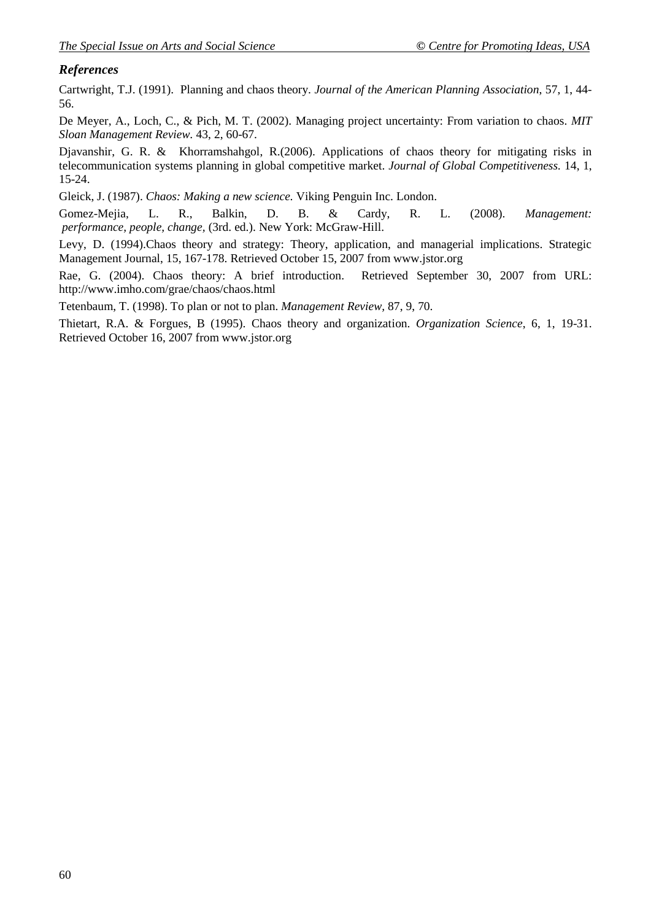### *References*

Cartwright, T.J. (1991). Planning and chaos theory. *Journal of the American Planning Association*, 57, 1, 44-56.

De Meyer, A., Loch, C., & Pich, M. T. (2002). Managing project uncertainty: From variation to chaos. *MIT Sloan Management Review*. 43, 2, 60-67.

Djavanshir, G. R. & Khorramshahgol, R.(2006). Applications of chaos theory for mitigating risks in telecommunication systems planning in global competitive market. *Journal of Global Competitiveness.* 14, 1, 15-24.

Gleick, J. (1987). *Chaos: Making a new science.* Viking Penguin Inc. London.

Gomez-Mejia, L. R., Balkin, D. B. & Cardy, R. L. (2008). *Management: performance, people, change,* (3rd. ed.). New York: McGraw-Hill.

Levy, D. (1994).Chaos theory and strategy: Theory, application, and managerial implications. Strategic Management Journal, 15, 167-178. Retrieved October 15, 2007 from www.jstor.org

Rae, G. (2004). Chaos theory: A brief introduction. Retrieved September 30, 2007 from URL: http://www.imho.com/grae/chaos/chaos.html

Tetenbaum, T. (1998). To plan or not to plan. *Management Review,* 87, 9, 70.

Thietart, R.A. & Forgues, B (1995). Chaos theory and organization. *Organization Science*, 6, 1, 19-31. Retrieved October 16, 2007 from www.jstor.org